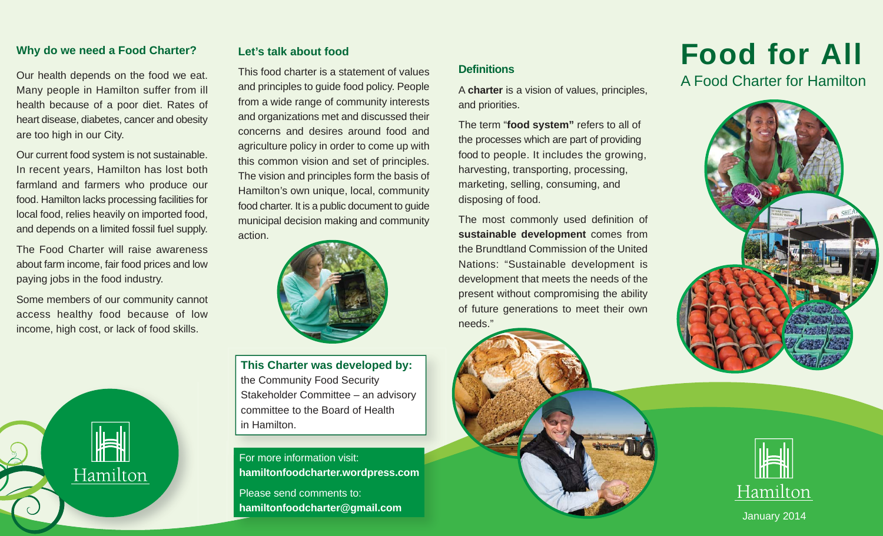# Food for All

## A Food Charter for Hamilton

January 2014

### Why do we need a Food Charter?

Our health depends on the food we eat. Many people in Hamilton suffer from ill health because of a poor diet. Rates of heart disease, diabetes, cancer and obesity are too high in our City.

Our current food system is not sustainable. In recent years, Hamilton has lost both farmland and farmers who produce our food. Hamilton lacks processing facilities for local food, relies heavily on imported food, and depends on a limited fossil fuel supply.

The Food Charter will raise awareness about farm income, fair food prices and low paying jobs in the food industry.

Some members of our community cannot access healthy food because of low income, high cost, or lack of food skills.

Hamilton

### Let's talk about food

This food charter is a statement of values and principles to guide food policy. People from a wide range of community interests and organizations met and discussed their concerns and desires around food and agriculture policy in order to come up with this common vision and set of principles. The vision and principles form the basis of Hamilton's own unique, local, community food charter. It is a public document to guide municipal decision making and community action.

**This Charter was developed by:**
the Community Food Security Stakeholder Committee – an advisory committee to the Board of Health in Hamilton.

For more information visit:
**hamiltonfoodcharter.wordpress.com**

Please send comments to:
**hamiltonfoodcharter@gmail.com**

### Definitions

A **charter** is a vision of values, principles, and priorities.

The term "**food system"** refers to all of the processes which are part of providing food to people. It includes the growing, harvesting, transporting, processing, marketing, selling, consuming, and disposing of food.

The most commonly used definition of **sustainable development** comes from the Brundtland Commission of the United Nations: "Sustainable development is development that meets the needs of the present without compromising the ability of future generations to meet their own needs."

Hamilton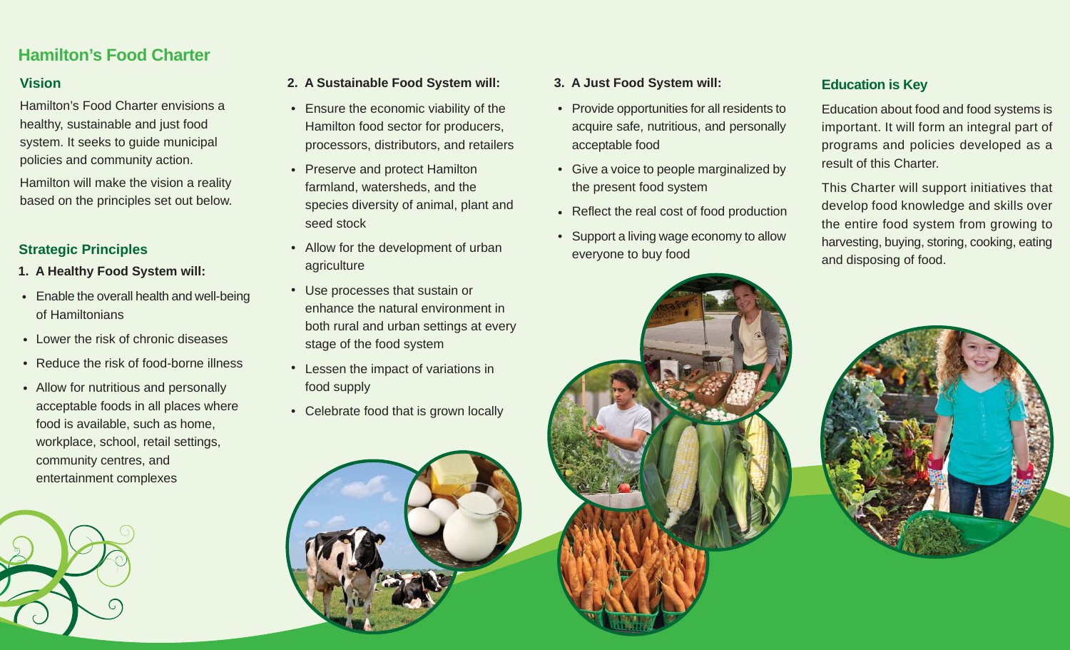# Hamilton's Food Charter

## Vision

Hamilton's Food Charter envisions a healthy, sustainable and just food system. It seeks to guide municipal policies and community action.

Hamilton will make the vision a reality based on the principles set out below.

## Strategic Principles

**1. A Healthy Food System will:**

- Enable the overall health and well-being of Hamiltonians
- Lower the risk of chronic diseases
- Reduce the risk of food-borne illness
- Allow for nutritious and personally acceptable foods in all places where food is available, such as home, workplace, school, retail settings, community centres, and entertainment complexes

**2. A Sustainable Food System will:**

- Ensure the economic viability of the Hamilton food sector for producers, processors, distributors, and retailers
- Preserve and protect Hamilton farmland, watersheds, and the species diversity of animal, plant and seed stock
- Allow for the development of urban agriculture
- Use processes that sustain or enhance the natural environment in both rural and urban settings at every stage of the food system
- Lessen the impact of variations in food supply
- Celebrate food that is grown locally

**3. A Just Food System will:**

- Provide opportunities for all residents to acquire safe, nutritious, and personally acceptable food
- Give a voice to people marginalized by the present food system
- Reflect the real cost of food production
- Support a living wage economy to allow everyone to buy food

## Education is Key

Education about food and food systems is important. It will form an integral part of programs and policies developed as a result of this Charter.

This Charter will support initiatives that develop food knowledge and skills over the entire food system from growing to harvesting, buying, storing, cooking, eating and disposing of food.